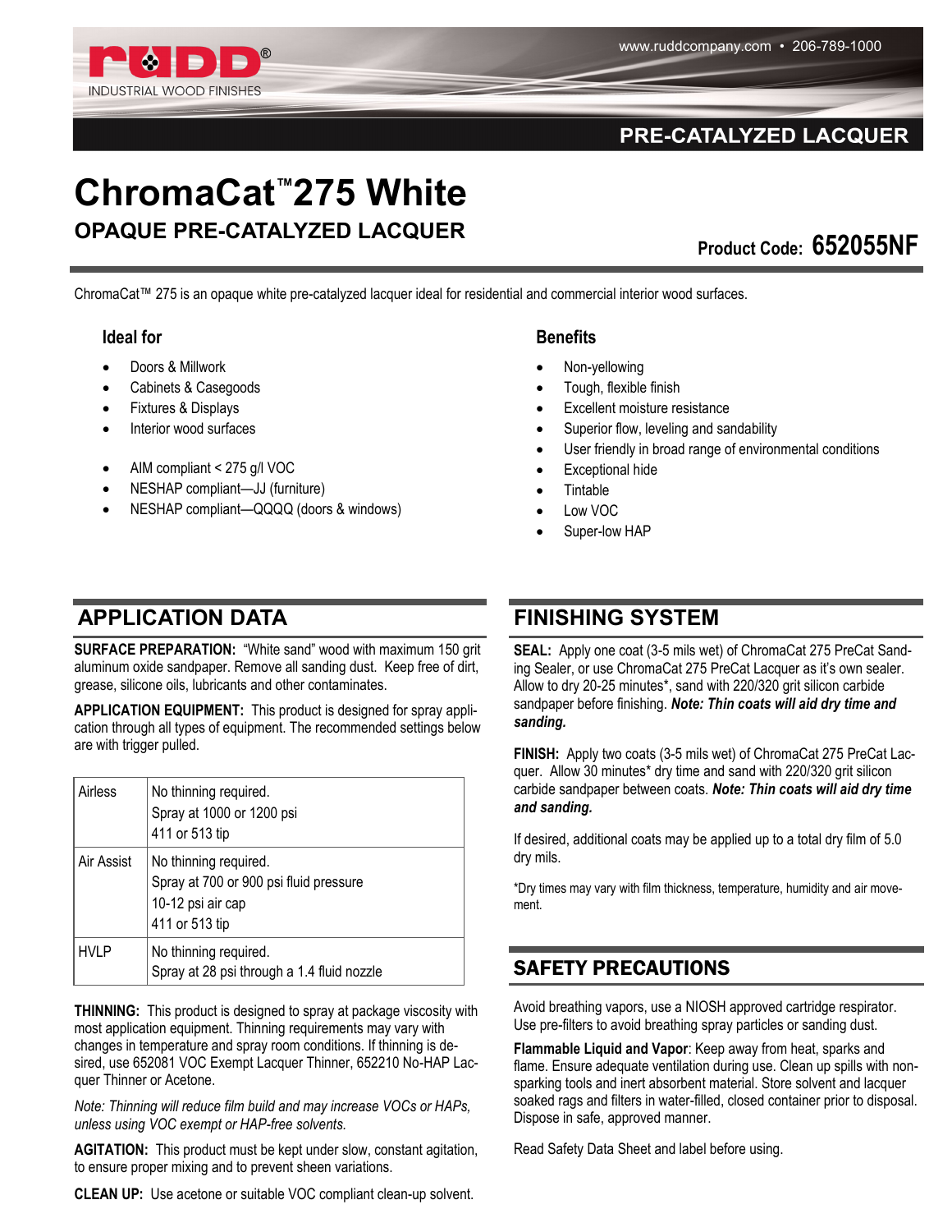rUDD®

INDUSTRIAL WOOD FINISHES

www.ruddcompany.com • 206-789-1000

**PRE-CATALYZED LACQUER**

# ChromaCat™ 275 White

## OPAQUE PRE-CATALYZED LACQUER

**Product Code: 652055NF**

ChromaCat™ 275 is an opaque white pre-catalyzed lacquer ideal for residential and commercial interior wood surfaces.

### Ideal for

- Doors & Millwork
- Cabinets & Casegoods
- Fixtures & Displays
- Interior wood surfaces

- AIM compliant < 275 g/l VOC
- NESHAP compliant—JJ (furniture)
- NESHAP compliant—QQQQ (doors & windows)

### Benefits

- Non-yellowing
- Tough, flexible finish
- Excellent moisture resistance
- Superior flow, leveling and sandability
- User friendly in broad range of environmental conditions
- Exceptional hide
- Tintable
- Low VOC
- Super-low HAP

## APPLICATION DATA

**SURFACE PREPARATION:** "White sand" wood with maximum 150 grit aluminum oxide sandpaper. Remove all sanding dust. Keep free of dirt, grease, silicone oils, lubricants and other contaminates.

**APPLICATION EQUIPMENT:** This product is designed for spray application through all types of equipment. The recommended settings below are with trigger pulled.

| | |
|---|---|
| Airless | No thinning required.<br>Spray at 1000 or 1200 psi<br>411 or 513 tip |
| Air Assist | No thinning required.<br>Spray at 700 or 900 psi fluid pressure<br>10-12 psi air cap<br>411 or 513 tip |
| HVLP | No thinning required.<br>Spray at 28 psi through a 1.4 fluid nozzle |

**THINNING:** This product is designed to spray at package viscosity with most application equipment. Thinning requirements may vary with changes in temperature and spray room conditions. If thinning is desired, use 652081 VOC Exempt Lacquer Thinner, 652210 No-HAP Lacquer Thinner or Acetone.

*Note: Thinning will reduce film build and may increase VOCs or HAPs, unless using VOC exempt or HAP-free solvents.*

**AGITATION:** This product must be kept under slow, constant agitation, to ensure proper mixing and to prevent sheen variations.

**CLEAN UP:** Use acetone or suitable VOC compliant clean-up solvent.

## FINISHING SYSTEM

**SEAL:** Apply one coat (3-5 mils wet) of ChromaCat 275 PreCat Sanding Sealer, or use ChromaCat 275 PreCat Lacquer as it's own sealer. Allow to dry 20-25 minutes*, sand with 220/320 grit silicon carbide sandpaper before finishing. ***Note: Thin coats will aid dry time and sanding.***

**FINISH:** Apply two coats (3-5 mils wet) of ChromaCat 275 PreCat Lacquer. Allow 30 minutes* dry time and sand with 220/320 grit silicon carbide sandpaper between coats. ***Note: Thin coats will aid dry time and sanding.***

If desired, additional coats may be applied up to a total dry film of 5.0 dry mils.

*Dry times may vary with film thickness, temperature, humidity and air movement.

## SAFETY PRECAUTIONS

Avoid breathing vapors, use a NIOSH approved cartridge respirator. Use pre-filters to avoid breathing spray particles or sanding dust.

**Flammable Liquid and Vapor**: Keep away from heat, sparks and flame. Ensure adequate ventilation during use. Clean up spills with non-sparking tools and inert absorbent material. Store solvent and lacquer soaked rags and filters in water-filled, closed container prior to disposal. Dispose in safe, approved manner.

Read Safety Data Sheet and label before using.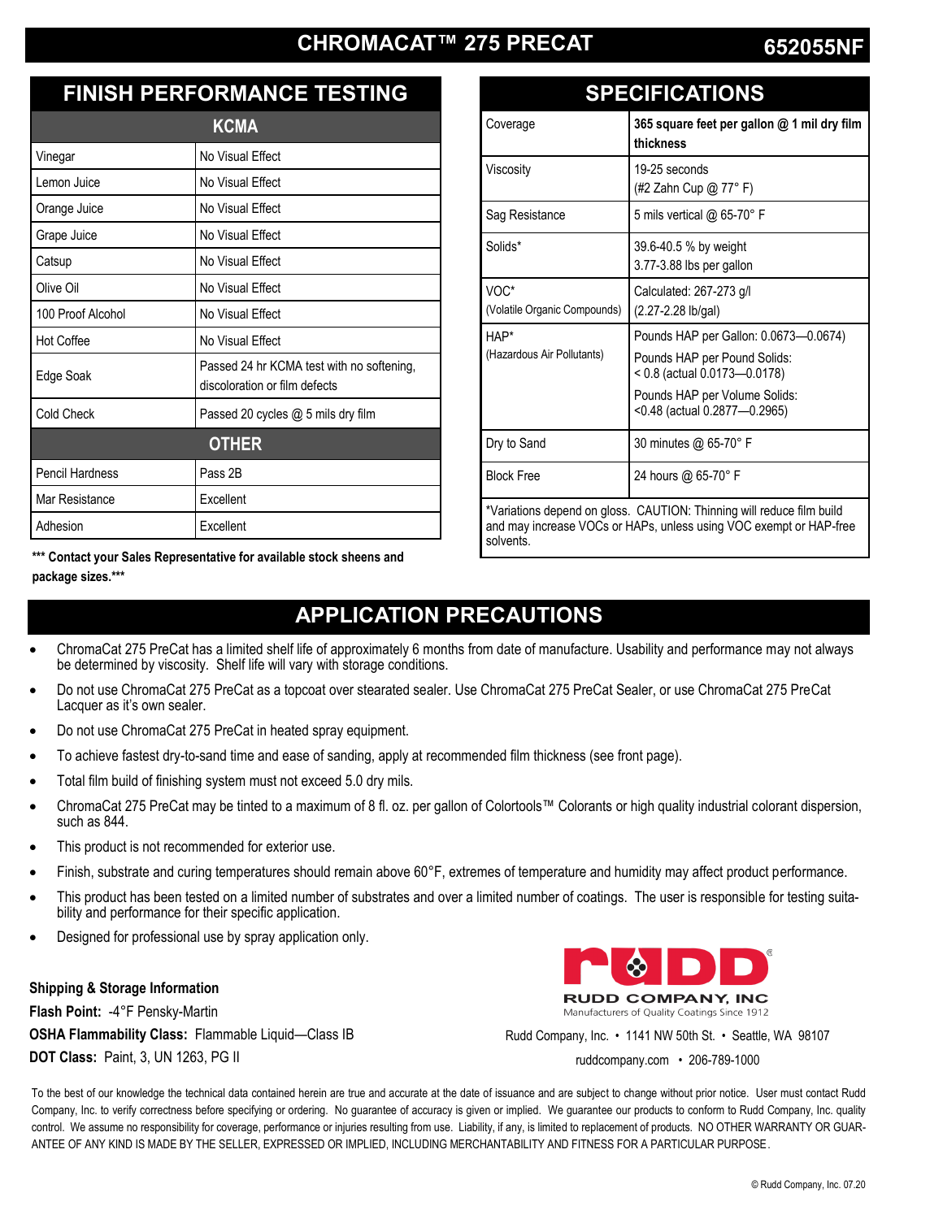# CHROMACAT™ 275 PRECAT 652055NF

## FINISH PERFORMANCE TESTING

| KCMA | |
|---|---|
| Vinegar | No Visual Effect |
| Lemon Juice | No Visual Effect |
| Orange Juice | No Visual Effect |
| Grape Juice | No Visual Effect |
| Catsup | No Visual Effect |
| Olive Oil | No Visual Effect |
| 100 Proof Alcohol | No Visual Effect |
| Hot Coffee | No Visual Effect |
| Edge Soak | Passed 24 hr KCMA test with no softening, discoloration or film defects |
| Cold Check | Passed 20 cycles @ 5 mils dry film |
| **OTHER** | |
| Pencil Hardness | Pass 2B |
| Mar Resistance | Excellent |
| Adhesion | Excellent |

**\*\*\* Contact your Sales Representative for available stock sheens and package sizes.\*\*\***

## SPECIFICATIONS

| | |
|---|---|
| Coverage | **365 square feet per gallon @ 1 mil dry film thickness** |
| Viscosity | 19-25 seconds (#2 Zahn Cup @ 77° F) |
| Sag Resistance | 5 mils vertical @ 65-70° F |
| Solids* | 39.6-40.5 % by weight<br>3.77-3.88 lbs per gallon |
| VOC* (Volatile Organic Compounds) | Calculated: 267-273 g/l<br>(2.27-2.28 lb/gal) |
| HAP* (Hazardous Air Pollutants) | Pounds HAP per Gallon: 0.0673—0.0674)<br>Pounds HAP per Pound Solids: < 0.8 (actual 0.0173—0.0178)<br>Pounds HAP per Volume Solids: <0.48 (actual 0.2877—0.2965) |
| Dry to Sand | 30 minutes @ 65-70° F |
| Block Free | 24 hours @ 65-70° F |

*Variations depend on gloss. CAUTION: Thinning will reduce film build and may increase VOCs or HAPs, unless using VOC exempt or HAP-free solvents.

## APPLICATION PRECAUTIONS

- ChromaCat 275 PreCat has a limited shelf life of approximately 6 months from date of manufacture. Usability and performance may not always be determined by viscosity. Shelf life will vary with storage conditions.
- Do not use ChromaCat 275 PreCat as a topcoat over stearated sealer. Use ChromaCat 275 PreCat Sealer, or use ChromaCat 275 PreCat Lacquer as it's own sealer.
- Do not use ChromaCat 275 PreCat in heated spray equipment.
- To achieve fastest dry-to-sand time and ease of sanding, apply at recommended film thickness (see front page).
- Total film build of finishing system must not exceed 5.0 dry mils.
- ChromaCat 275 PreCat may be tinted to a maximum of 8 fl. oz. per gallon of Colortools™ Colorants or high quality industrial colorant dispersion, such as 844.
- This product is not recommended for exterior use.
- Finish, substrate and curing temperatures should remain above 60°F, extremes of temperature and humidity may affect product performance.
- This product has been tested on a limited number of substrates and over a limited number of coatings. The user is responsible for testing suitability and performance for their specific application.
- Designed for professional use by spray application only.

**Shipping & Storage Information**

**Flash Point:** -4°F Pensky-Martin

**OSHA Flammability Class:** Flammable Liquid—Class IB

**DOT Class:** Paint, 3, UN 1263, PG II

RUDD COMPANY, INC
Manufacturers of Quality Coatings Since 1912

Rudd Company, Inc. • 1141 NW 50th St. • Seattle, WA 98107

ruddcompany.com • 206-789-1000

To the best of our knowledge the technical data contained herein are true and accurate at the date of issuance and are subject to change without prior notice. User must contact Rudd Company, Inc. to verify correctness before specifying or ordering. No guarantee of accuracy is given or implied. We guarantee our products to conform to Rudd Company, Inc. quality control. We assume no responsibility for coverage, performance or injuries resulting from use. Liability, if any, is limited to replacement of products. NO OTHER WARRANTY OR GUARANTEE OF ANY KIND IS MADE BY THE SELLER, EXPRESSED OR IMPLIED, INCLUDING MERCHANTABILITY AND FITNESS FOR A PARTICULAR PURPOSE.

© Rudd Company, Inc. 07.20